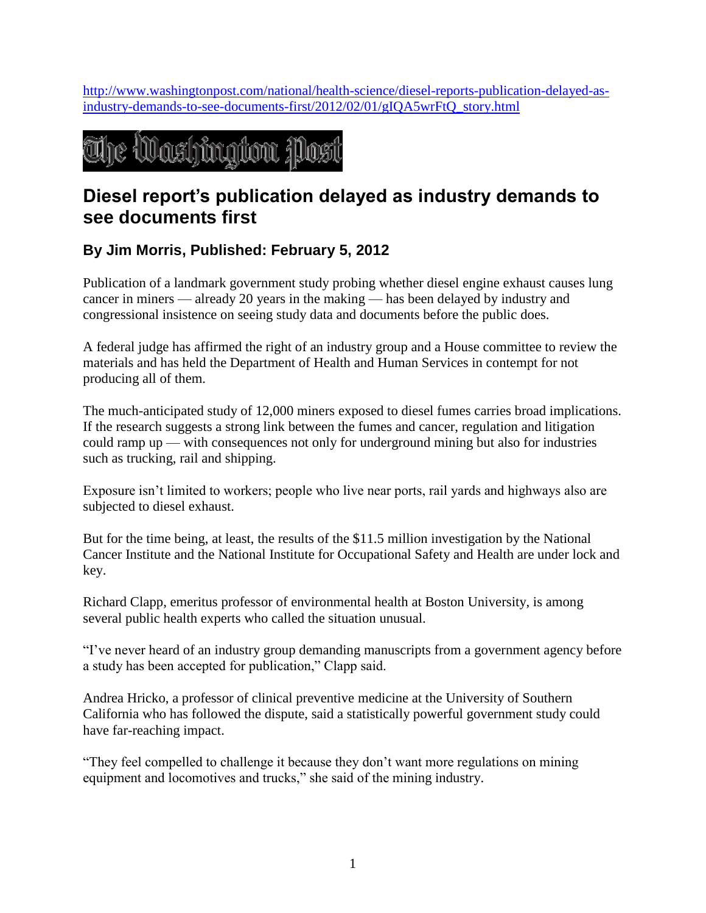http://www.washingtonpost.com/national/health-science/diesel-reports-publication-delayed-as-industry-demands-to-see-documents-first/2012/02/01/gIQA5wrFtQ_story.html

The Washington Post

# Diesel report's publication delayed as industry demands to see documents first

### By Jim Morris, Published: February 5, 2012

Publication of a landmark government study probing whether diesel engine exhaust causes lung cancer in miners — already 20 years in the making — has been delayed by industry and congressional insistence on seeing study data and documents before the public does.

A federal judge has affirmed the right of an industry group and a House committee to review the materials and has held the Department of Health and Human Services in contempt for not producing all of them.

The much-anticipated study of 12,000 miners exposed to diesel fumes carries broad implications. If the research suggests a strong link between the fumes and cancer, regulation and litigation could ramp up — with consequences not only for underground mining but also for industries such as trucking, rail and shipping.

Exposure isn't limited to workers; people who live near ports, rail yards and highways also are subjected to diesel exhaust.

But for the time being, at least, the results of the $11.5 million investigation by the National Cancer Institute and the National Institute for Occupational Safety and Health are under lock and key.

Richard Clapp, emeritus professor of environmental health at Boston University, is among several public health experts who called the situation unusual.

"I've never heard of an industry group demanding manuscripts from a government agency before a study has been accepted for publication," Clapp said.

Andrea Hricko, a professor of clinical preventive medicine at the University of Southern California who has followed the dispute, said a statistically powerful government study could have far-reaching impact.

"They feel compelled to challenge it because they don't want more regulations on mining equipment and locomotives and trucks," she said of the mining industry.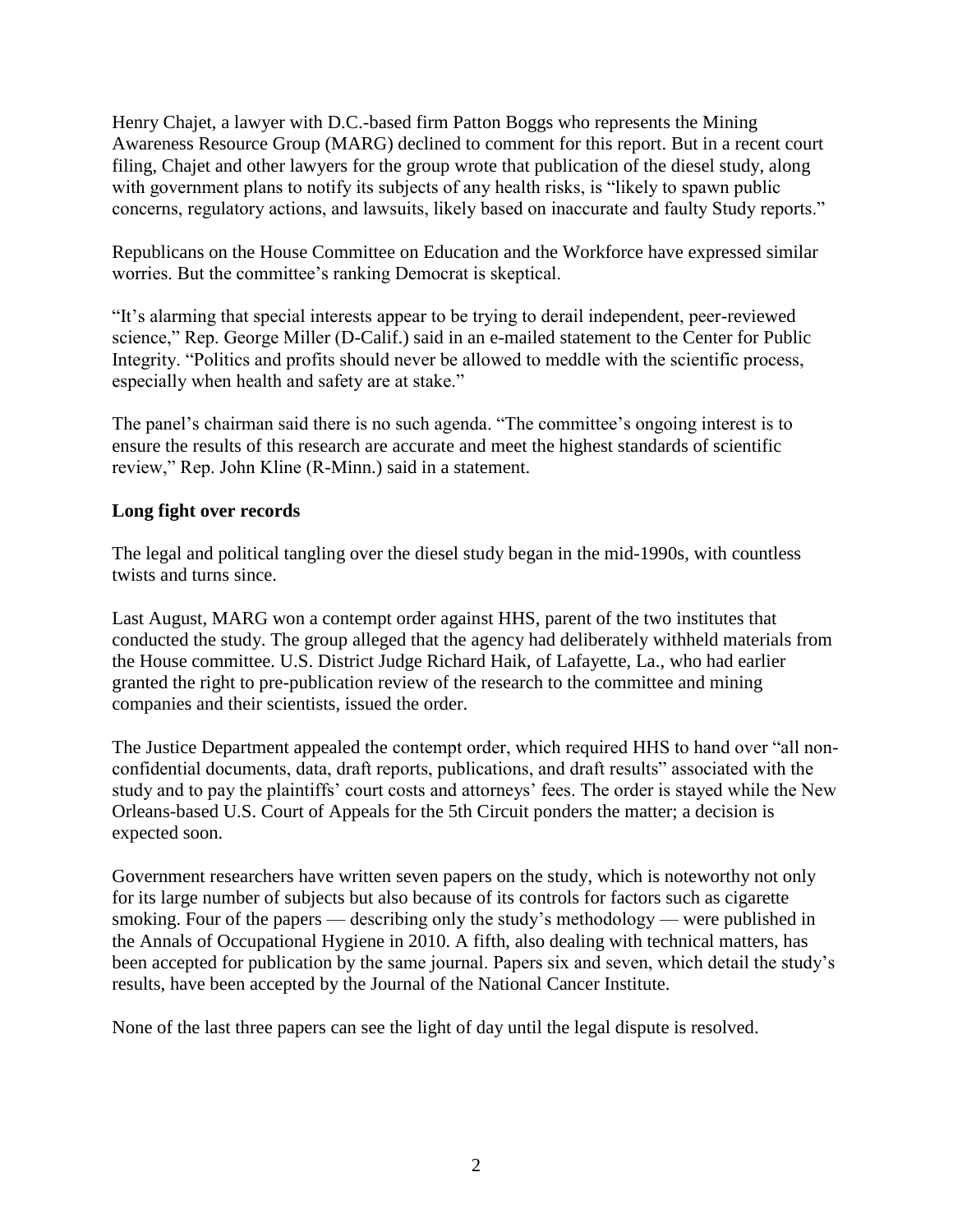Henry Chajet, a lawyer with D.C.-based firm Patton Boggs who represents the Mining Awareness Resource Group (MARG) declined to comment for this report. But in a recent court filing, Chajet and other lawyers for the group wrote that publication of the diesel study, along with government plans to notify its subjects of any health risks, is "likely to spawn public concerns, regulatory actions, and lawsuits, likely based on inaccurate and faulty Study reports."

Republicans on the House Committee on Education and the Workforce have expressed similar worries. But the committee's ranking Democrat is skeptical.

"It's alarming that special interests appear to be trying to derail independent, peer-reviewed science," Rep. George Miller (D-Calif.) said in an e-mailed statement to the Center for Public Integrity. "Politics and profits should never be allowed to meddle with the scientific process, especially when health and safety are at stake."

The panel's chairman said there is no such agenda. "The committee's ongoing interest is to ensure the results of this research are accurate and meet the highest standards of scientific review," Rep. John Kline (R-Minn.) said in a statement.

**Long fight over records**

The legal and political tangling over the diesel study began in the mid-1990s, with countless twists and turns since.

Last August, MARG won a contempt order against HHS, parent of the two institutes that conducted the study. The group alleged that the agency had deliberately withheld materials from the House committee. U.S. District Judge Richard Haik, of Lafayette, La., who had earlier granted the right to pre-publication review of the research to the committee and mining companies and their scientists, issued the order.

The Justice Department appealed the contempt order, which required HHS to hand over "all non-confidential documents, data, draft reports, publications, and draft results" associated with the study and to pay the plaintiffs' court costs and attorneys' fees. The order is stayed while the New Orleans-based U.S. Court of Appeals for the 5th Circuit ponders the matter; a decision is expected soon.

Government researchers have written seven papers on the study, which is noteworthy not only for its large number of subjects but also because of its controls for factors such as cigarette smoking. Four of the papers — describing only the study's methodology — were published in the Annals of Occupational Hygiene in 2010. A fifth, also dealing with technical matters, has been accepted for publication by the same journal. Papers six and seven, which detail the study's results, have been accepted by the Journal of the National Cancer Institute.

None of the last three papers can see the light of day until the legal dispute is resolved.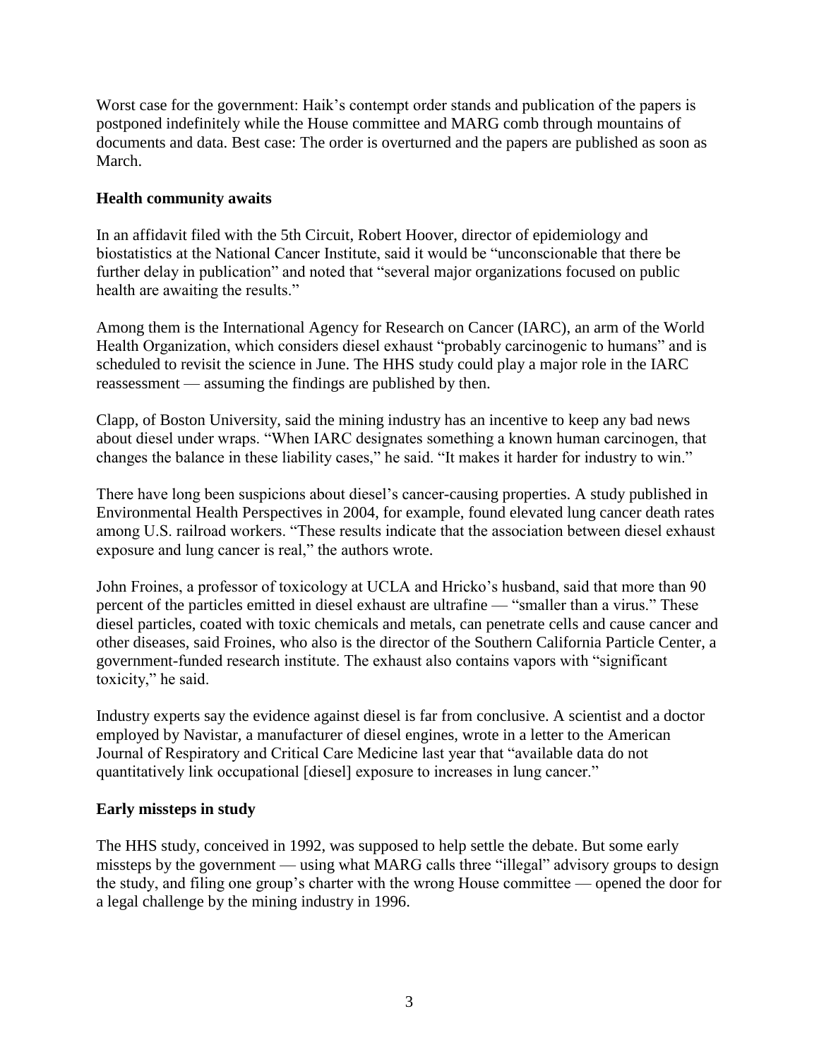Worst case for the government: Haik's contempt order stands and publication of the papers is postponed indefinitely while the House committee and MARG comb through mountains of documents and data. Best case: The order is overturned and the papers are published as soon as March.

### Health community awaits

In an affidavit filed with the 5th Circuit, Robert Hoover, director of epidemiology and biostatistics at the National Cancer Institute, said it would be "unconscionable that there be further delay in publication" and noted that "several major organizations focused on public health are awaiting the results."

Among them is the International Agency for Research on Cancer (IARC), an arm of the World Health Organization, which considers diesel exhaust "probably carcinogenic to humans" and is scheduled to revisit the science in June. The HHS study could play a major role in the IARC reassessment — assuming the findings are published by then.

Clapp, of Boston University, said the mining industry has an incentive to keep any bad news about diesel under wraps. "When IARC designates something a known human carcinogen, that changes the balance in these liability cases," he said. "It makes it harder for industry to win."

There have long been suspicions about diesel's cancer-causing properties. A study published in Environmental Health Perspectives in 2004, for example, found elevated lung cancer death rates among U.S. railroad workers. "These results indicate that the association between diesel exhaust exposure and lung cancer is real," the authors wrote.

John Froines, a professor of toxicology at UCLA and Hricko's husband, said that more than 90 percent of the particles emitted in diesel exhaust are ultrafine — "smaller than a virus." These diesel particles, coated with toxic chemicals and metals, can penetrate cells and cause cancer and other diseases, said Froines, who also is the director of the Southern California Particle Center, a government-funded research institute. The exhaust also contains vapors with "significant toxicity," he said.

Industry experts say the evidence against diesel is far from conclusive. A scientist and a doctor employed by Navistar, a manufacturer of diesel engines, wrote in a letter to the American Journal of Respiratory and Critical Care Medicine last year that "available data do not quantitatively link occupational [diesel] exposure to increases in lung cancer."

### Early missteps in study

The HHS study, conceived in 1992, was supposed to help settle the debate. But some early missteps by the government — using what MARG calls three "illegal" advisory groups to design the study, and filing one group's charter with the wrong House committee — opened the door for a legal challenge by the mining industry in 1996.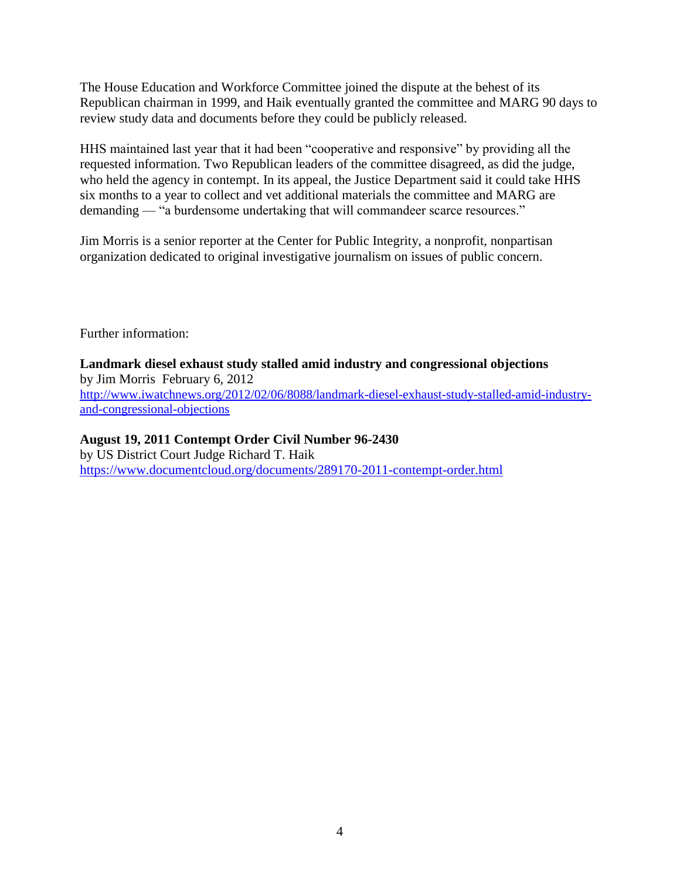The House Education and Workforce Committee joined the dispute at the behest of its Republican chairman in 1999, and Haik eventually granted the committee and MARG 90 days to review study data and documents before they could be publicly released.

HHS maintained last year that it had been “cooperative and responsive” by providing all the requested information. Two Republican leaders of the committee disagreed, as did the judge, who held the agency in contempt. In its appeal, the Justice Department said it could take HHS six months to a year to collect and vet additional materials the committee and MARG are demanding — “a burdensome undertaking that will commandeer scarce resources.”

Jim Morris is a senior reporter at the Center for Public Integrity, a nonprofit, nonpartisan organization dedicated to original investigative journalism on issues of public concern.

Further information:

**Landmark diesel exhaust study stalled amid industry and congressional objections**
by Jim Morris  February 6, 2012
http://www.iwatchnews.org/2012/02/06/8088/landmark-diesel-exhaust-study-stalled-amid-industry-and-congressional-objections

**August 19, 2011 Contempt Order Civil Number 96-2430**
by US District Court Judge Richard T. Haik
https://www.documentcloud.org/documents/289170-2011-contempt-order.html